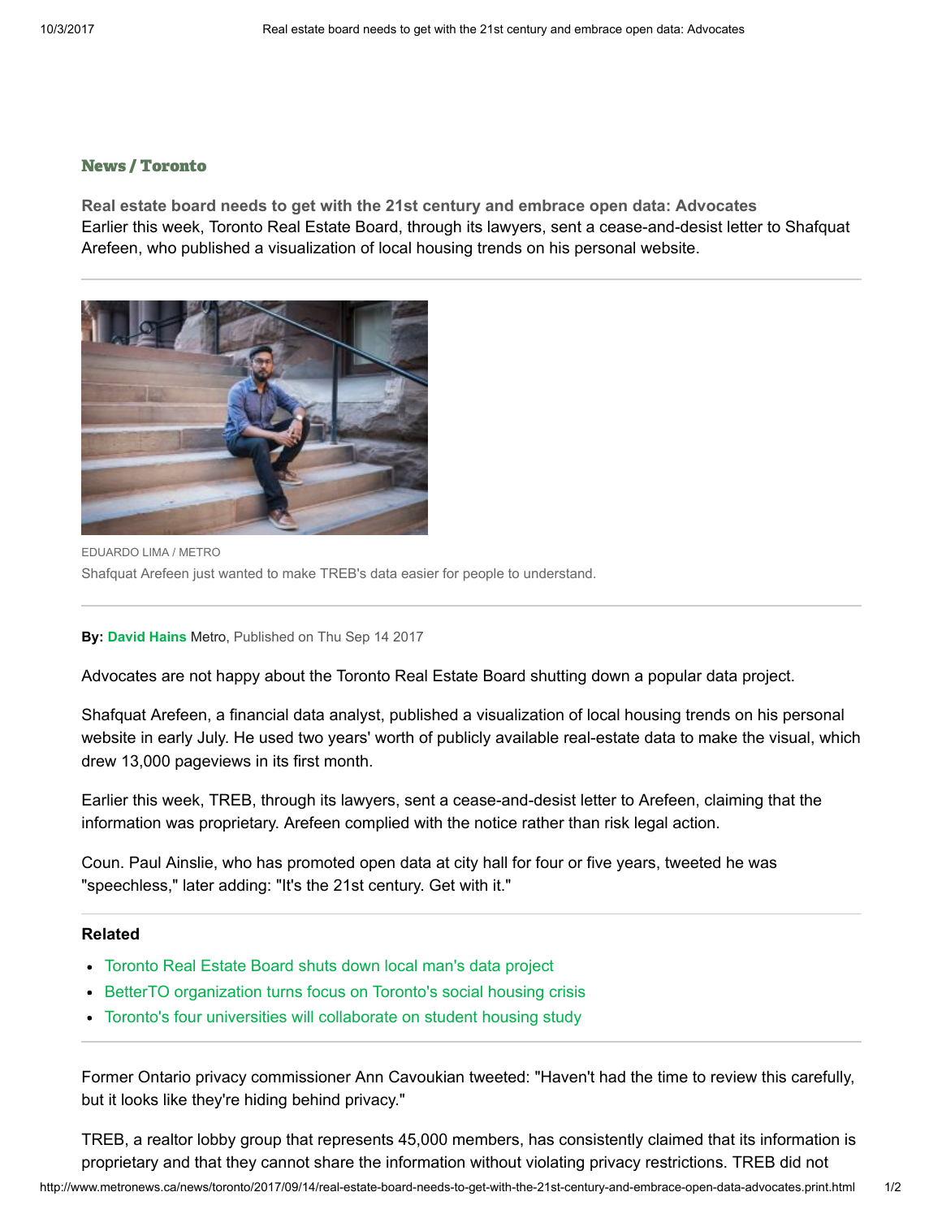**News / Toronto**

## Real estate board needs to get with the 21st century and embrace open data: Advocates

Earlier this week, Toronto Real Estate Board, through its lawyers, sent a cease-and-desist letter to Shafquat Arefeen, who published a visualization of local housing trends on his personal website.

EDUARDO LIMA / METRO

Shafquat Arefeen just wanted to make TREB's data easier for people to understand.

**By:** David Hains Metro, Published on Thu Sep 14 2017

Advocates are not happy about the Toronto Real Estate Board shutting down a popular data project.

Shafquat Arefeen, a financial data analyst, published a visualization of local housing trends on his personal website in early July. He used two years' worth of publicly available real-estate data to make the visual, which drew 13,000 pageviews in its first month.

Earlier this week, TREB, through its lawyers, sent a cease-and-desist letter to Arefeen, claiming that the information was proprietary. Arefeen complied with the notice rather than risk legal action.

Coun. Paul Ainslie, who has promoted open data at city hall for four or five years, tweeted he was "speechless," later adding: "It's the 21st century. Get with it."

**Related**

- Toronto Real Estate Board shuts down local man's data project
- BetterTO organization turns focus on Toronto's social housing crisis
- Toronto's four universities will collaborate on student housing study

Former Ontario privacy commissioner Ann Cavoukian tweeted: "Haven't had the time to review this carefully, but it looks like they're hiding behind privacy."

TREB, a realtor lobby group that represents 45,000 members, has consistently claimed that its information is proprietary and that they cannot share the information without violating privacy restrictions. TREB did not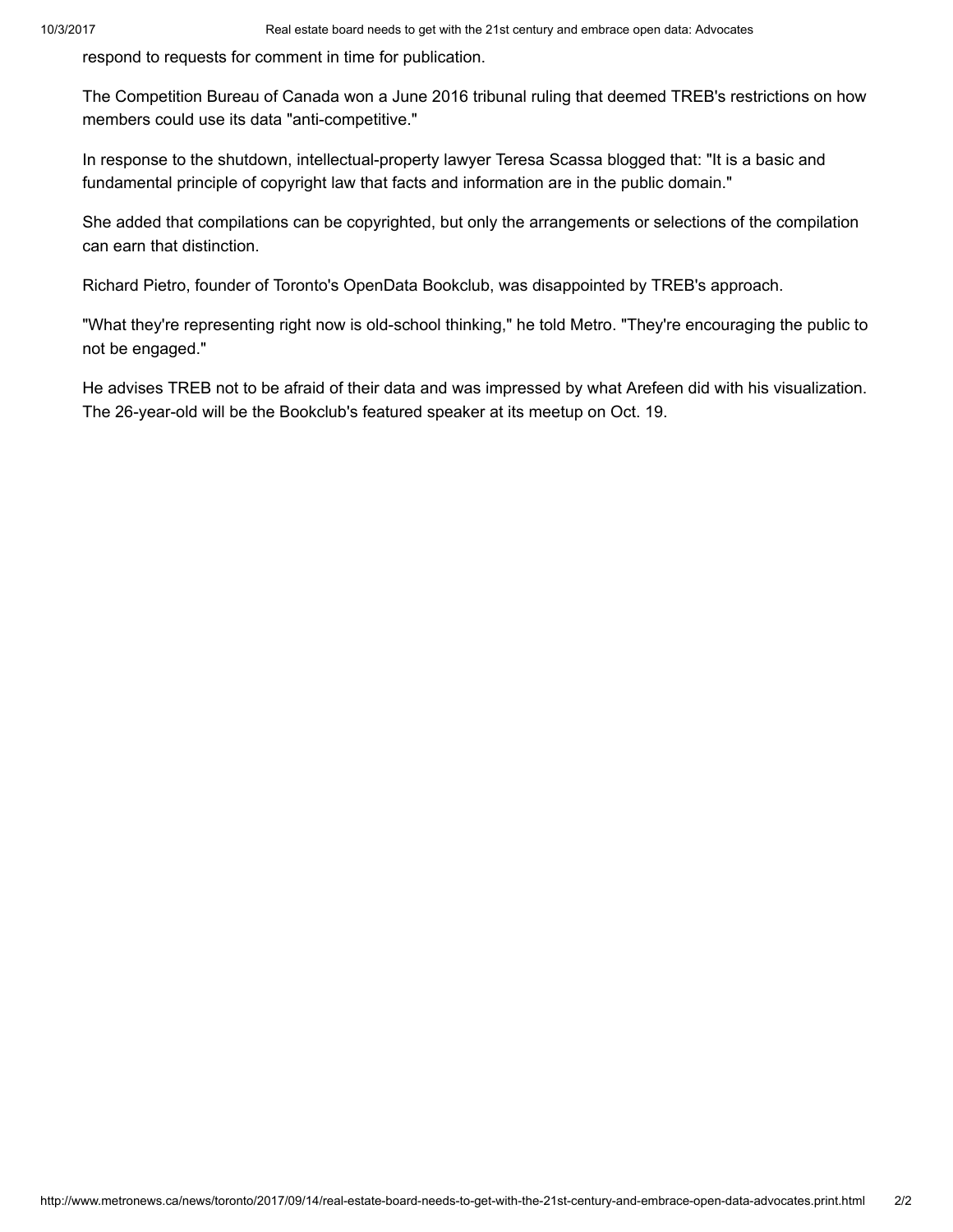respond to requests for comment in time for publication.

The Competition Bureau of Canada won a June 2016 tribunal ruling that deemed TREB's restrictions on how members could use its data "anti-competitive."

In response to the shutdown, intellectual-property lawyer Teresa Scassa blogged that: "It is a basic and fundamental principle of copyright law that facts and information are in the public domain."

She added that compilations can be copyrighted, but only the arrangements or selections of the compilation can earn that distinction.

Richard Pietro, founder of Toronto's OpenData Bookclub, was disappointed by TREB's approach.

"What they're representing right now is old-school thinking," he told Metro. "They're encouraging the public to not be engaged."

He advises TREB not to be afraid of their data and was impressed by what Arefeen did with his visualization. The 26-year-old will be the Bookclub's featured speaker at its meetup on Oct. 19.